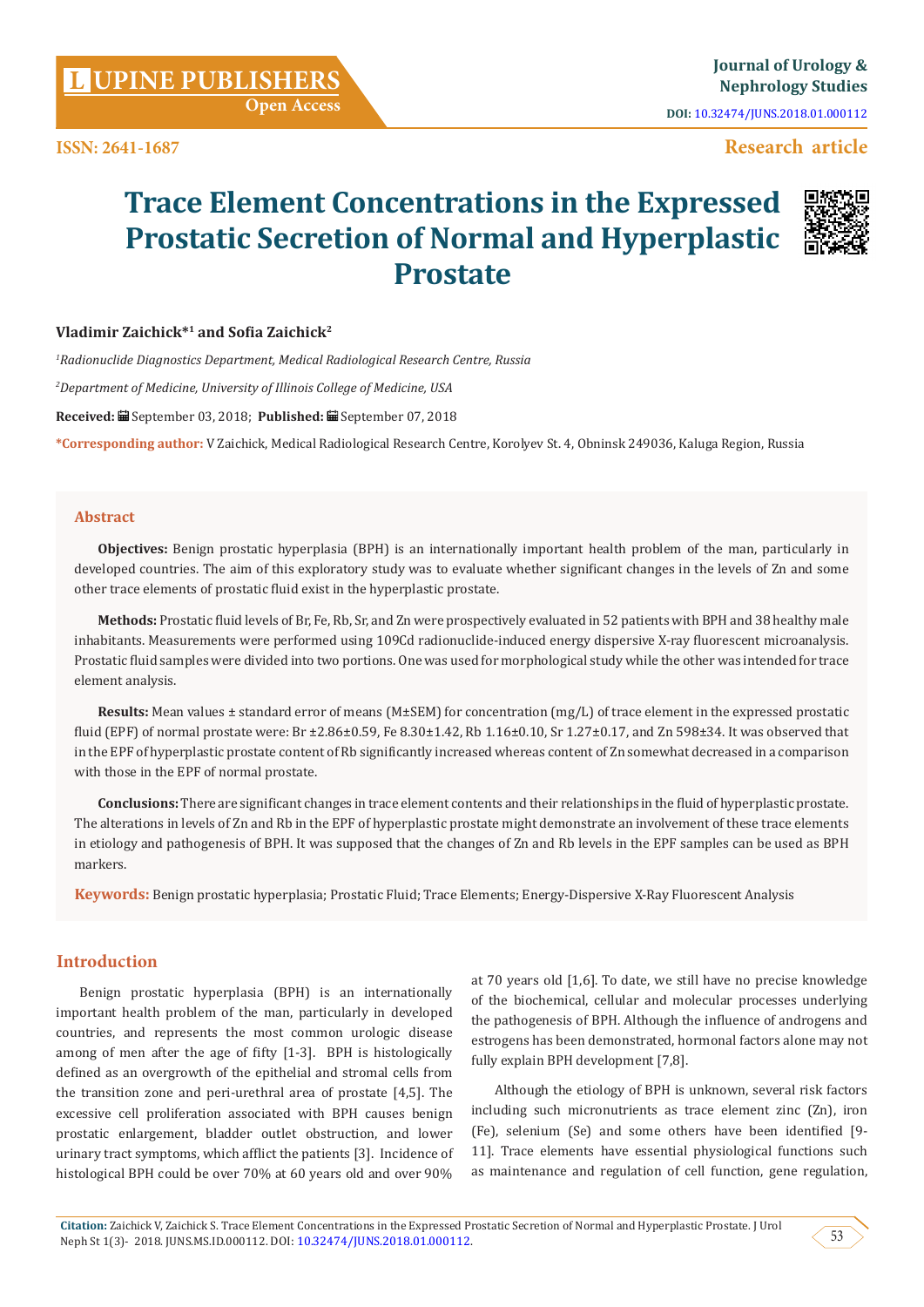Research article

# Trace Element Concentrations in the Expressed Prostatic Secretion of Normal and Hyperplastic Prostate

**Vladimir Zaichick*[1] and Sofia Zaichick[2]**

[1]*Radionuclide Diagnostics Department, Medical Radiological Research Centre, Russia*

[2]*Department of Medicine, University of Illinois College of Medicine, USA*

**Received:** September 03, 2018; **Published:** September 07, 2018

***Corresponding author:** V Zaichick, Medical Radiological Research Centre, Korolyev St. 4, Obninsk 249036, Kaluga Region, Russia

## Abstract

**Objectives:** Benign prostatic hyperplasia (BPH) is an internationally important health problem of the man, particularly in developed countries. The aim of this exploratory study was to evaluate whether significant changes in the levels of Zn and some other trace elements of prostatic fluid exist in the hyperplastic prostate.

**Methods:** Prostatic fluid levels of Br, Fe, Rb, Sr, and Zn were prospectively evaluated in 52 patients with BPH and 38 healthy male inhabitants. Measurements were performed using 109Cd radionuclide-induced energy dispersive X-ray fluorescent microanalysis. Prostatic fluid samples were divided into two portions. One was used for morphological study while the other was intended for trace element analysis.

**Results:** Mean values ± standard error of means (M±SEM) for concentration (mg/L) of trace element in the expressed prostatic fluid (EPF) of normal prostate were: Br ±2.86±0.59, Fe 8.30±1.42, Rb 1.16±0.10, Sr 1.27±0.17, and Zn 598±34. It was observed that in the EPF of hyperplastic prostate content of Rb significantly increased whereas content of Zn somewhat decreased in a comparison with those in the EPF of normal prostate.

**Conclusions:** There are significant changes in trace element contents and their relationships in the fluid of hyperplastic prostate. The alterations in levels of Zn and Rb in the EPF of hyperplastic prostate might demonstrate an involvement of these trace elements in etiology and pathogenesis of BPH. It was supposed that the changes of Zn and Rb levels in the EPF samples can be used as BPH markers.

**Keywords:** Benign prostatic hyperplasia; Prostatic Fluid; Trace Elements; Energy-Dispersive X-Ray Fluorescent Analysis

## Introduction

Benign prostatic hyperplasia (BPH) is an internationally important health problem of the man, particularly in developed countries, and represents the most common urologic disease among of men after the age of fifty [1-3]. BPH is histologically defined as an overgrowth of the epithelial and stromal cells from the transition zone and peri-urethral area of prostate [4,5]. The excessive cell proliferation associated with BPH causes benign prostatic enlargement, bladder outlet obstruction, and lower urinary tract symptoms, which afflict the patients [3]. Incidence of histological BPH could be over 70% at 60 years old and over 90% at 70 years old [1,6]. To date, we still have no precise knowledge of the biochemical, cellular and molecular processes underlying the pathogenesis of BPH. Although the influence of androgens and estrogens has been demonstrated, hormonal factors alone may not fully explain BPH development [7,8].

Although the etiology of BPH is unknown, several risk factors including such micronutrients as trace element zinc (Zn), iron (Fe), selenium (Se) and some others have been identified [9-11]. Trace elements have essential physiological functions such as maintenance and regulation of cell function, gene regulation,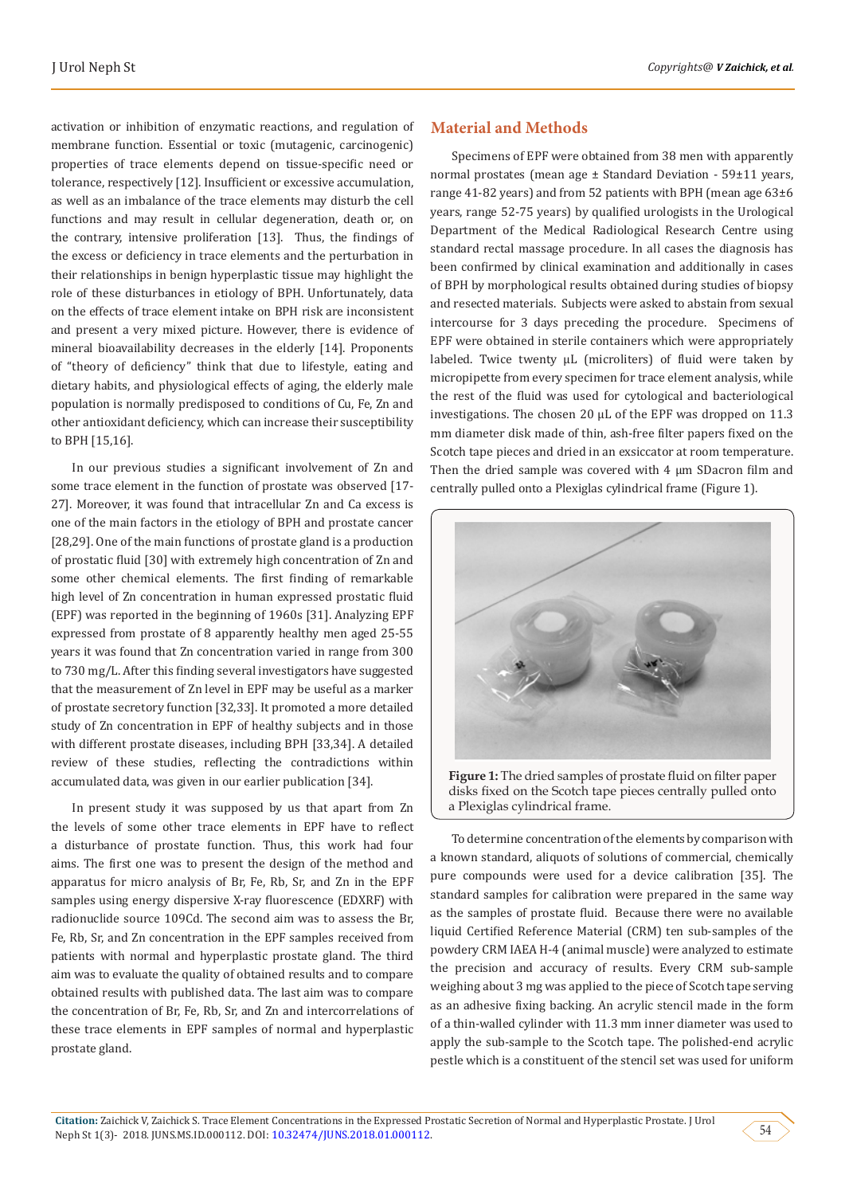activation or inhibition of enzymatic reactions, and regulation of membrane function. Essential or toxic (mutagenic, carcinogenic) properties of trace elements depend on tissue-specific need or tolerance, respectively [12]. Insufficient or excessive accumulation, as well as an imbalance of the trace elements may disturb the cell functions and may result in cellular degeneration, death or, on the contrary, intensive proliferation [13]. Thus, the findings of the excess or deficiency in trace elements and the perturbation in their relationships in benign hyperplastic tissue may highlight the role of these disturbances in etiology of BPH. Unfortunately, data on the effects of trace element intake on BPH risk are inconsistent and present a very mixed picture. However, there is evidence of mineral bioavailability decreases in the elderly [14]. Proponents of "theory of deficiency" think that due to lifestyle, eating and dietary habits, and physiological effects of aging, the elderly male population is normally predisposed to conditions of Cu, Fe, Zn and other antioxidant deficiency, which can increase their susceptibility to BPH [15,16].

In our previous studies a significant involvement of Zn and some trace element in the function of prostate was observed [17-27]. Moreover, it was found that intracellular Zn and Ca excess is one of the main factors in the etiology of BPH and prostate cancer [28,29]. One of the main functions of prostate gland is a production of prostatic fluid [30] with extremely high concentration of Zn and some other chemical elements. The first finding of remarkable high level of Zn concentration in human expressed prostatic fluid (EPF) was reported in the beginning of 1960s [31]. Analyzing EPF expressed from prostate of 8 apparently healthy men aged 25-55 years it was found that Zn concentration varied in range from 300 to 730 mg/L. After this finding several investigators have suggested that the measurement of Zn level in EPF may be useful as a marker of prostate secretory function [32,33]. It promoted a more detailed study of Zn concentration in EPF of healthy subjects and in those with different prostate diseases, including BPH [33,34]. A detailed review of these studies, reflecting the contradictions within accumulated data, was given in our earlier publication [34].

In present study it was supposed by us that apart from Zn the levels of some other trace elements in EPF have to reflect a disturbance of prostate function. Thus, this work had four aims. The first one was to present the design of the method and apparatus for micro analysis of Br, Fe, Rb, Sr, and Zn in the EPF samples using energy dispersive X-ray fluorescence (EDXRF) with radionuclide source 109Cd. The second aim was to assess the Br, Fe, Rb, Sr, and Zn concentration in the EPF samples received from patients with normal and hyperplastic prostate gland. The third aim was to evaluate the quality of obtained results and to compare obtained results with published data. The last aim was to compare the concentration of Br, Fe, Rb, Sr, and Zn and intercorrelations of these trace elements in EPF samples of normal and hyperplastic prostate gland.

## Material and Methods

Specimens of EPF were obtained from 38 men with apparently normal prostates (mean age ± Standard Deviation - 59±11 years, range 41-82 years) and from 52 patients with BPH (mean age 63±6 years, range 52-75 years) by qualified urologists in the Urological Department of the Medical Radiological Research Centre using standard rectal massage procedure. In all cases the diagnosis has been confirmed by clinical examination and additionally in cases of BPH by morphological results obtained during studies of biopsy and resected materials. Subjects were asked to abstain from sexual intercourse for 3 days preceding the procedure. Specimens of EPF were obtained in sterile containers which were appropriately labeled. Twice twenty μL (microliters) of fluid were taken by micropipette from every specimen for trace element analysis, while the rest of the fluid was used for cytological and bacteriological investigations. The chosen 20 μL of the EPF was dropped on 11.3 mm diameter disk made of thin, ash-free filter papers fixed on the Scotch tape pieces and dried in an exsiccator at room temperature. Then the dried sample was covered with 4 μm SDacron film and centrally pulled onto a Plexiglas cylindrical frame (Figure 1).

**Figure 1:** The dried samples of prostate fluid on filter paper disks fixed on the Scotch tape pieces centrally pulled onto a Plexiglas cylindrical frame.

To determine concentration of the elements by comparison with a known standard, aliquots of solutions of commercial, chemically pure compounds were used for a device calibration [35]. The standard samples for calibration were prepared in the same way as the samples of prostate fluid. Because there were no available liquid Certified Reference Material (CRM) ten sub-samples of the powdery CRM IAEA H-4 (animal muscle) were analyzed to estimate the precision and accuracy of results. Every CRM sub-sample weighing about 3 mg was applied to the piece of Scotch tape serving as an adhesive fixing backing. An acrylic stencil made in the form of a thin-walled cylinder with 11.3 mm inner diameter was used to apply the sub-sample to the Scotch tape. The polished-end acrylic pestle which is a constituent of the stencil set was used for uniform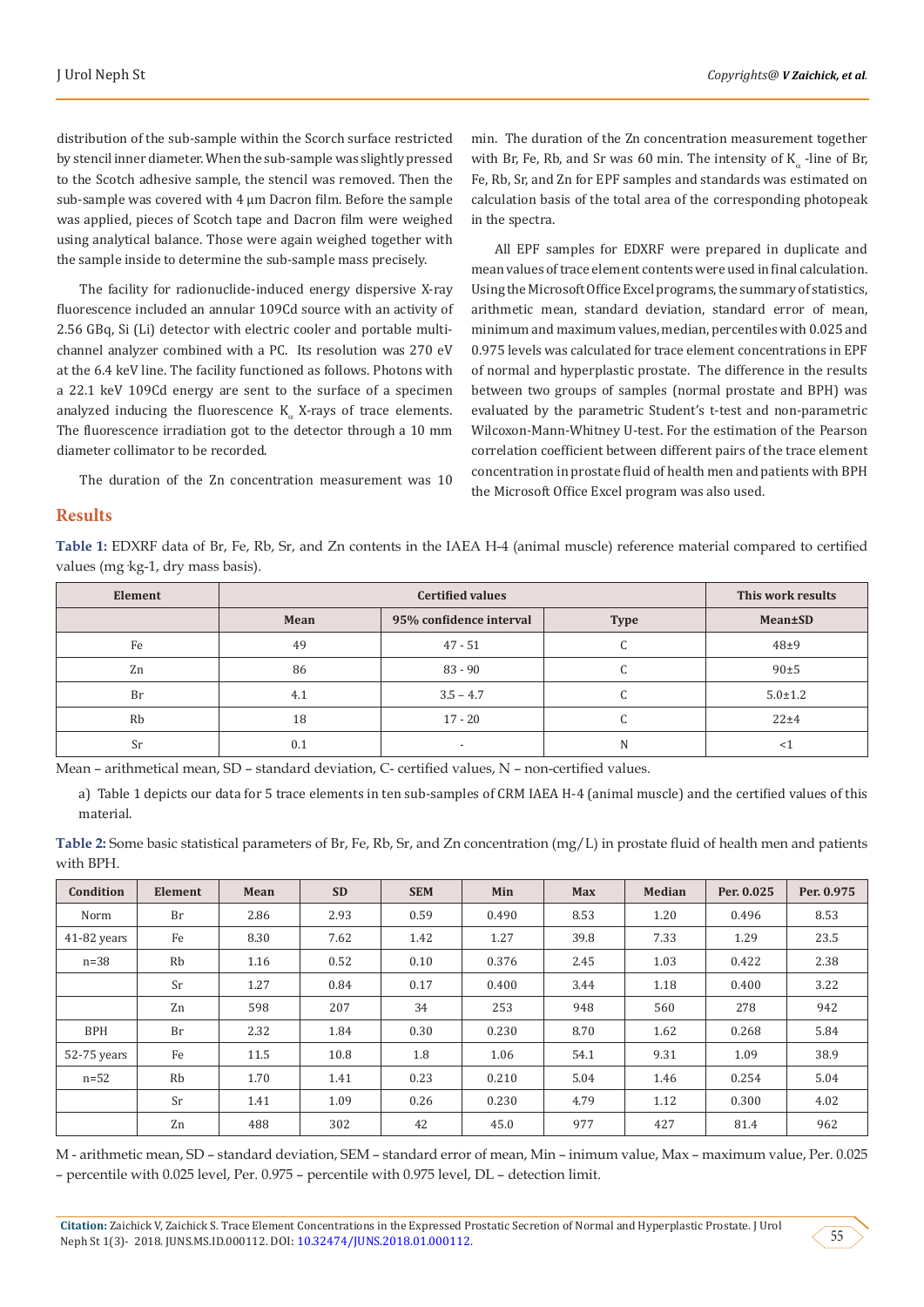distribution of the sub-sample within the Scorch surface restricted by stencil inner diameter. When the sub-sample was slightly pressed to the Scotch adhesive sample, the stencil was removed. Then the sub-sample was covered with 4 µm Dacron film. Before the sample was applied, pieces of Scotch tape and Dacron film were weighed using analytical balance. Those were again weighed together with the sample inside to determine the sub-sample mass precisely.

The facility for radionuclide-induced energy dispersive X-ray fluorescence included an annular 109Cd source with an activity of 2.56 GBq, Si (Li) detector with electric cooler and portable multichannel analyzer combined with a PC. Its resolution was 270 eV at the 6.4 keV line. The facility functioned as follows. Photons with a 22.1 keV 109Cd energy are sent to the surface of a specimen analyzed inducing the fluorescence $K_\alpha$ X-rays of trace elements. The fluorescence irradiation got to the detector through a 10 mm diameter collimator to be recorded.

The duration of the Zn concentration measurement was 10 min. The duration of the Zn concentration measurement together with Br, Fe, Rb, and Sr was 60 min. The intensity of $K_\alpha$ -line of Br, Fe, Rb, Sr, and Zn for EPF samples and standards was estimated on calculation basis of the total area of the corresponding photopeak in the spectra.

All EPF samples for EDXRF were prepared in duplicate and mean values of trace element contents were used in final calculation. Using the Microsoft Office Excel programs, the summary of statistics, arithmetic mean, standard deviation, standard error of mean, minimum and maximum values, median, percentiles with 0.025 and 0.975 levels was calculated for trace element concentrations in EPF of normal and hyperplastic prostate. The difference in the results between two groups of samples (normal prostate and BPH) was evaluated by the parametric Student's t-test and non-parametric Wilcoxon-Mann-Whitney U-test. For the estimation of the Pearson correlation coefficient between different pairs of the trace element concentration in prostate fluid of health men and patients with BPH the Microsoft Office Excel program was also used.

## Results

**Table 1:** EDXRF data of Br, Fe, Rb, Sr, and Zn contents in the IAEA H-4 (animal muscle) reference material compared to certified values (mg·kg-1, dry mass basis).

| Element | Certified values | | | This work results |
|---|---|---|---|---|
| | Mean | 95% confidence interval | Type | Mean±SD |
| Fe | 49 | 47 - 51 | C | 48±9 |
| Zn | 86 | 83 - 90 | C | 90±5 |
| Br | 4.1 | 3.5 – 4.7 | C | 5.0±1.2 |
| Rb | 18 | 17 - 20 | C | 22±4 |
| Sr | 0.1 | - | N | <1 |

Mean – arithmetical mean, SD – standard deviation, C- certified values, N – non-certified values.

a) Table 1 depicts our data for 5 trace elements in ten sub-samples of CRM IAEA H-4 (animal muscle) and the certified values of this material.

**Table 2:** Some basic statistical parameters of Br, Fe, Rb, Sr, and Zn concentration (mg/L) in prostate fluid of health men and patients with BPH.

| Condition | Element | Mean | SD | SEM | Min | Max | Median | Per. 0.025 | Per. 0.975 |
|---|---|---|---|---|---|---|---|---|---|
| Norm | Br | 2.86 | 2.93 | 0.59 | 0.490 | 8.53 | 1.20 | 0.496 | 8.53 |
| 41-82 years | Fe | 8.30 | 7.62 | 1.42 | 1.27 | 39.8 | 7.33 | 1.29 | 23.5 |
| n=38 | Rb | 1.16 | 0.52 | 0.10 | 0.376 | 2.45 | 1.03 | 0.422 | 2.38 |
| | Sr | 1.27 | 0.84 | 0.17 | 0.400 | 3.44 | 1.18 | 0.400 | 3.22 |
| | Zn | 598 | 207 | 34 | 253 | 948 | 560 | 278 | 942 |
| BPH | Br | 2.32 | 1.84 | 0.30 | 0.230 | 8.70 | 1.62 | 0.268 | 5.84 |
| 52-75 years | Fe | 11.5 | 10.8 | 1.8 | 1.06 | 54.1 | 9.31 | 1.09 | 38.9 |
| n=52 | Rb | 1.70 | 1.41 | 0.23 | 0.210 | 5.04 | 1.46 | 0.254 | 5.04 |
| | Sr | 1.41 | 1.09 | 0.26 | 0.230 | 4.79 | 1.12 | 0.300 | 4.02 |
| | Zn | 488 | 302 | 42 | 45.0 | 977 | 427 | 81.4 | 962 |

M - arithmetic mean, SD – standard deviation, SEM – standard error of mean, Min – inimum value, Max – maximum value, Per. 0.025 – percentile with 0.025 level, Per. 0.975 – percentile with 0.975 level, DL – detection limit.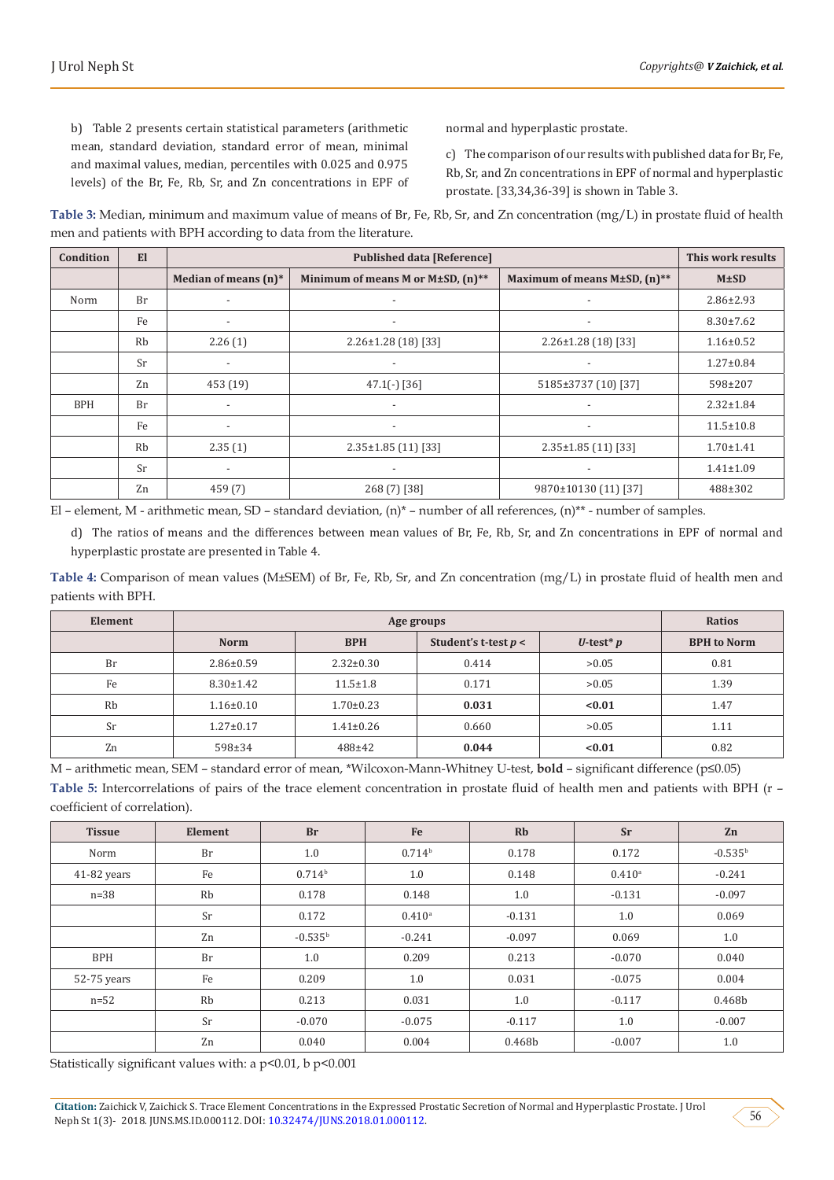b) Table 2 presents certain statistical parameters (arithmetic mean, standard deviation, standard error of mean, minimal and maximal values, median, percentiles with 0.025 and 0.975 levels) of the Br, Fe, Rb, Sr, and Zn concentrations in EPF of normal and hyperplastic prostate.

c) The comparison of our results with published data for Br, Fe, Rb, Sr, and Zn concentrations in EPF of normal and hyperplastic prostate. [33,34,36-39] is shown in Table 3.

**Table 3:** Median, minimum and maximum value of means of Br, Fe, Rb, Sr, and Zn concentration (mg/L) in prostate fluid of health men and patients with BPH according to data from the literature.

| Condition | El | Published data [Reference] | | | This work results |
|---|---|---|---|---|---|
| | | Median of means (n)* | Minimum of means M or M±SD, (n)** | Maximum of means M±SD, (n)** | M±SD |
| Norm | Br | - | - | - | 2.86±2.93 |
| | Fe | - | - | - | 8.30±7.62 |
| | Rb | 2.26 (1) | 2.26±1.28 (18) [33] | 2.26±1.28 (18) [33] | 1.16±0.52 |
| | Sr | - | - | - | 1.27±0.84 |
| | Zn | 453 (19) | 47.1(-) [36] | 5185±3737 (10) [37] | 598±207 |
| BPH | Br | - | - | - | 2.32±1.84 |
| | Fe | - | - | - | 11.5±10.8 |
| | Rb | 2.35 (1) | 2.35±1.85 (11) [33] | 2.35±1.85 (11) [33] | 1.70±1.41 |
| | Sr | - | - | - | 1.41±1.09 |
| | Zn | 459 (7) | 268 (7) [38] | 9870±10130 (11) [37] | 488±302 |

El – element, M - arithmetic mean, SD – standard deviation, (n)* – number of all references, (n)** - number of samples.

d) The ratios of means and the differences between mean values of Br, Fe, Rb, Sr, and Zn concentrations in EPF of normal and hyperplastic prostate are presented in Table 4.

**Table 4:** Comparison of mean values (M±SEM) of Br, Fe, Rb, Sr, and Zn concentration (mg/L) in prostate fluid of health men and patients with BPH.

| Element | Age groups | | | | Ratios |
|---|---|---|---|---|---|
| | Norm | BPH | Student's t-test *p* < | *U*-test* *p* | BPH to Norm |
| Br | 2.86±0.59 | 2.32±0.30 | 0.414 | >0.05 | 0.81 |
| Fe | 8.30±1.42 | 11.5±1.8 | 0.171 | >0.05 | 1.39 |
| Rb | 1.16±0.10 | 1.70±0.23 | **0.031** | **<0.01** | 1.47 |
| Sr | 1.27±0.17 | 1.41±0.26 | 0.660 | >0.05 | 1.11 |
| Zn | 598±34 | 488±42 | **0.044** | **<0.01** | 0.82 |

M – arithmetic mean, SEM – standard error of mean, *Wilcoxon-Mann-Whitney U-test, **bold** – significant difference ($p \leq 0.05$)

**Table 5:** Intercorrelations of pairs of the trace element concentration in prostate fluid of health men and patients with BPH (r – coefficient of correlation).

| Tissue | Element | Br | Fe | Rb | Sr | Zn |
|---|---|---|---|---|---|---|
| Norm | Br | 1.0 | 0.714[b] | 0.178 | 0.172 | -0.535[b] |
| 41-82 years | Fe | 0.714[b] | 1.0 | 0.148 | 0.410[a] | -0.241 |
| n=38 | Rb | 0.178 | 0.148 | 1.0 | -0.131 | -0.097 |
| | Sr | 0.172 | 0.410[a] | -0.131 | 1.0 | 0.069 |
| | Zn | -0.535[b] | -0.241 | -0.097 | 0.069 | 1.0 |
| BPH | Br | 1.0 | 0.209 | 0.213 | -0.070 | 0.040 |
| 52-75 years | Fe | 0.209 | 1.0 | 0.031 | -0.075 | 0.004 |
| n=52 | Rb | 0.213 | 0.031 | 1.0 | -0.117 | 0.468b |
| | Sr | -0.070 | -0.075 | -0.117 | 1.0 | -0.007 |
| | Zn | 0.040 | 0.004 | 0.468b | -0.007 | 1.0 |

Statistically significant values with: a $p<0.01$, b $p<0.001$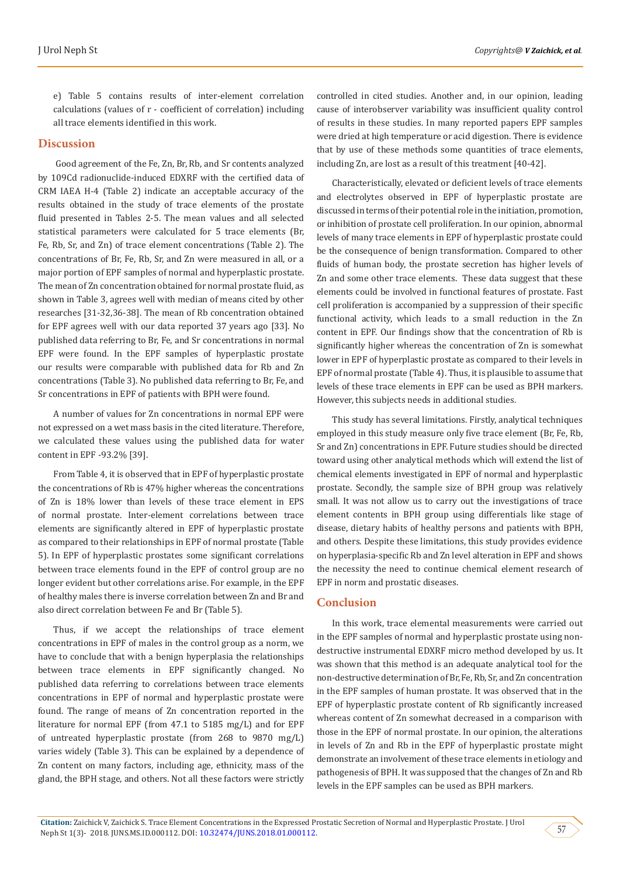e) Table 5 contains results of inter-element correlation calculations (values of r - coefficient of correlation) including all trace elements identified in this work.

## Discussion

Good agreement of the Fe, Zn, Br, Rb, and Sr contents analyzed by 109Cd radionuclide-induced EDXRF with the certified data of CRM IAEA H-4 (Table 2) indicate an acceptable accuracy of the results obtained in the study of trace elements of the prostate fluid presented in Tables 2-5. The mean values and all selected statistical parameters were calculated for 5 trace elements (Br, Fe, Rb, Sr, and Zn) of trace element concentrations (Table 2). The concentrations of Br, Fe, Rb, Sr, and Zn were measured in all, or a major portion of EPF samples of normal and hyperplastic prostate. The mean of Zn concentration obtained for normal prostate fluid, as shown in Table 3, agrees well with median of means cited by other researches [31-32,36-38]. The mean of Rb concentration obtained for EPF agrees well with our data reported 37 years ago [33]. No published data referring to Br, Fe, and Sr concentrations in normal EPF were found. In the EPF samples of hyperplastic prostate our results were comparable with published data for Rb and Zn concentrations (Table 3). No published data referring to Br, Fe, and Sr concentrations in EPF of patients with BPH were found.

A number of values for Zn concentrations in normal EPF were not expressed on a wet mass basis in the cited literature. Therefore, we calculated these values using the published data for water content in EPF -93.2% [39].

From Table 4, it is observed that in EPF of hyperplastic prostate the concentrations of Rb is 47% higher whereas the concentrations of Zn is 18% lower than levels of these trace element in EPS of normal prostate. Inter-element correlations between trace elements are significantly altered in EPF of hyperplastic prostate as compared to their relationships in EPF of normal prostate (Table 5). In EPF of hyperplastic prostates some significant correlations between trace elements found in the EPF of control group are no longer evident but other correlations arise. For example, in the EPF of healthy males there is inverse correlation between Zn and Br and also direct correlation between Fe and Br (Table 5).

Thus, if we accept the relationships of trace element concentrations in EPF of males in the control group as a norm, we have to conclude that with a benign hyperplasia the relationships between trace elements in EPF significantly changed. No published data referring to correlations between trace elements concentrations in EPF of normal and hyperplastic prostate were found. The range of means of Zn concentration reported in the literature for normal EPF (from 47.1 to 5185 mg/L) and for EPF of untreated hyperplastic prostate (from 268 to 9870 mg/L) varies widely (Table 3). This can be explained by a dependence of Zn content on many factors, including age, ethnicity, mass of the gland, the BPH stage, and others. Not all these factors were strictly controlled in cited studies. Another and, in our opinion, leading cause of interobserver variability was insufficient quality control of results in these studies. In many reported papers EPF samples were dried at high temperature or acid digestion. There is evidence that by use of these methods some quantities of trace elements, including Zn, are lost as a result of this treatment [40-42].

Characteristically, elevated or deficient levels of trace elements and electrolytes observed in EPF of hyperplastic prostate are discussed in terms of their potential role in the initiation, promotion, or inhibition of prostate cell proliferation. In our opinion, abnormal levels of many trace elements in EPF of hyperplastic prostate could be the consequence of benign transformation. Compared to other fluids of human body, the prostate secretion has higher levels of Zn and some other trace elements. These data suggest that these elements could be involved in functional features of prostate. Fast cell proliferation is accompanied by a suppression of their specific functional activity, which leads to a small reduction in the Zn content in EPF. Our findings show that the concentration of Rb is significantly higher whereas the concentration of Zn is somewhat lower in EPF of hyperplastic prostate as compared to their levels in EPF of normal prostate (Table 4). Thus, it is plausible to assume that levels of these trace elements in EPF can be used as BPH markers. However, this subjects needs in additional studies.

This study has several limitations. Firstly, analytical techniques employed in this study measure only five trace element (Br, Fe, Rb, Sr and Zn) concentrations in EPF. Future studies should be directed toward using other analytical methods which will extend the list of chemical elements investigated in EPF of normal and hyperplastic prostate. Secondly, the sample size of BPH group was relatively small. It was not allow us to carry out the investigations of trace element contents in BPH group using differentials like stage of disease, dietary habits of healthy persons and patients with BPH, and others. Despite these limitations, this study provides evidence on hyperplasia-specific Rb and Zn level alteration in EPF and shows the necessity the need to continue chemical element research of EPF in norm and prostatic diseases.

## Conclusion

In this work, trace elemental measurements were carried out in the EPF samples of normal and hyperplastic prostate using non-destructive instrumental EDXRF micro method developed by us. It was shown that this method is an adequate analytical tool for the non-destructive determination of Br, Fe, Rb, Sr, and Zn concentration in the EPF samples of human prostate. It was observed that in the EPF of hyperplastic prostate content of Rb significantly increased whereas content of Zn somewhat decreased in a comparison with those in the EPF of normal prostate. In our opinion, the alterations in levels of Zn and Rb in the EPF of hyperplastic prostate might demonstrate an involvement of these trace elements in etiology and pathogenesis of BPH. It was supposed that the changes of Zn and Rb levels in the EPF samples can be used as BPH markers.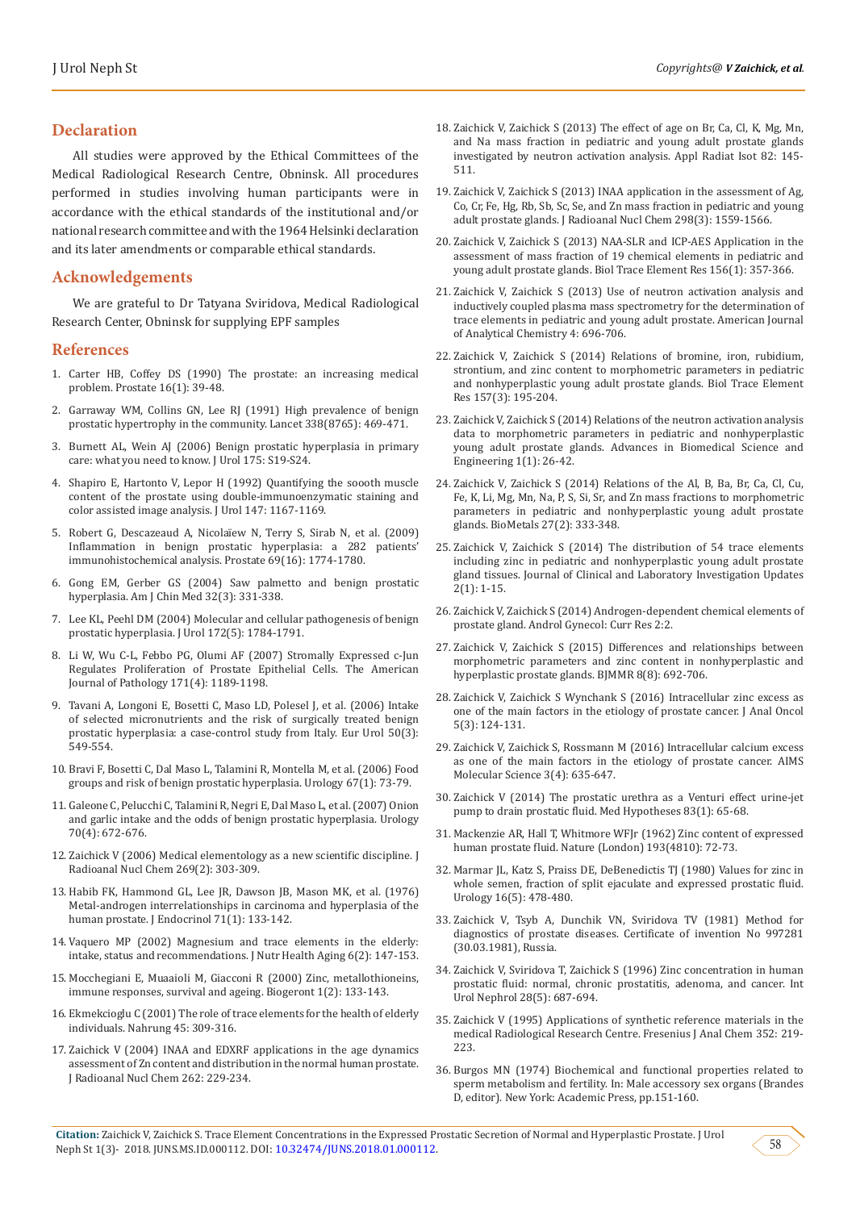## Declaration

All studies were approved by the Ethical Committees of the Medical Radiological Research Centre, Obninsk. All procedures performed in studies involving human participants were in accordance with the ethical standards of the institutional and/or national research committee and with the 1964 Helsinki declaration and its later amendments or comparable ethical standards.

## Acknowledgements

We are grateful to Dr Tatyana Sviridova, Medical Radiological Research Center, Obninsk for supplying EPF samples

## References

1. Carter HB, Coffey DS (1990) The prostate: an increasing medical problem. Prostate 16(1): 39-48.
2. Garraway WM, Collins GN, Lee RJ (1991) High prevalence of benign prostatic hypertrophy in the community. Lancet 338(8765): 469-471.
3. Burnett AL, Wein AJ (2006) Benign prostatic hyperplasia in primary care: what you need to know. J Urol 175: S19-S24.
4. Shapiro E, Hartanto V, Lepor H (1992) Quantifying the soooth muscle content of the prostate using double-immunoenzymatic staining and color assisted image analysis. J Urol 147: 1167-1169.
5. Robert G, Descazeaud A, Nicolaïew N, Terry S, Sirab N, et al. (2009) Inflammation in benign prostatic hyperplasia: a 282 patients' immunohistochemical analysis. Prostate 69(16): 1774-1780.
6. Gong EM, Gerber GS (2004) Saw palmetto and benign prostatic hyperplasia. Am J Chin Med 32(3): 331-338.
7. Lee KL, Peehl DM (2004) Molecular and cellular pathogenesis of benign prostatic hyperplasia. J Urol 172(5): 1784-1791.
8. Li W, Wu C-L, Febbo PG, Olumi AF (2007) Stromally Expressed c-Jun Regulates Proliferation of Prostate Epithelial Cells. The American Journal of Pathology 171(4): 1189-1198.
9. Tavani A, Longoni E, Bosetti C, Maso LD, Polesel J, et al. (2006) Intake of selected micronutrients and the risk of surgically treated benign prostatic hyperplasia: a case-control study from Italy. Eur Urol 50(3): 549-554.
10. Bravi F, Bosetti C, Dal Maso L, Talamini R, Montella M, et al. (2006) Food groups and risk of benign prostatic hyperplasia. Urology 67(1): 73-79.
11. Galeone C, Pelucchi C, Talamini R, Negri E, Dal Maso L, et al. (2007) Onion and garlic intake and the odds of benign prostatic hyperplasia. Urology 70(4): 672-676.
12. Zaichick V (2006) Medical elementology as a new scientific discipline. J Radioanal Nucl Chem 269(2): 303-309.
13. Habib FK, Hammond GL, Lee JR, Dawson JB, Mason MK, et al. (1976) Metal-androgen interrelationships in carcinoma and hyperplasia of the human prostate. J Endocrinol 71(1): 133-142.
14. Vaquero MP (2002) Magnesium and trace elements in the elderly: intake, status and recommendations. J Nutr Health Aging 6(2): 147-153.
15. Mocchegiani E, Muaaioli M, Giacconi R (2000) Zinc, metallothioneins, immune responses, survival and ageing. Biogeront 1(2): 133-143.
16. Ekmekcioglu C (2001) The role of trace elements for the health of elderly individuals. Nahrung 45: 309-316.
17. Zaichick V (2004) INAA and EDXRF applications in the age dynamics assessment of Zn content and distribution in the normal human prostate. J Radioanal Nucl Chem 262: 229-234.
18. Zaichick V, Zaichick S (2013) The effect of age on Br, Ca, Cl, K, Mg, Mn, and Na mass fraction in pediatric and young adult prostate glands investigated by neutron activation analysis. Appl Radiat Isot 82: 145-511.
19. Zaichick V, Zaichick S (2013) INAA application in the assessment of Ag, Co, Cr, Fe, Hg, Rb, Sb, Sc, Se, and Zn mass fraction in pediatric and young adult prostate glands. J Radioanal Nucl Chem 298(3): 1559-1566.
20. Zaichick V, Zaichick S (2013) NAA-SLR and ICP-AES Application in the assessment of mass fraction of 19 chemical elements in pediatric and young adult prostate glands. Biol Trace Element Res 156(1): 357-366.
21. Zaichick V, Zaichick S (2013) Use of neutron activation analysis and inductively coupled plasma mass spectrometry for the determination of trace elements in pediatric and young adult prostate. American Journal of Analytical Chemistry 4: 696-706.
22. Zaichick V, Zaichick S (2014) Relations of bromine, iron, rubidium, strontium, and zinc content to morphometric parameters in pediatric and nonhyperplastic young adult prostate glands. Biol Trace Element Res 157(3): 195-204.
23. Zaichick V, Zaichick S (2014) Relations of the neutron activation analysis data to morphometric parameters in pediatric and nonhyperplastic young adult prostate glands. Advances in Biomedical Science and Engineering 1(1): 26-42.
24. Zaichick V, Zaichick S (2014) Relations of the Al, B, Ba, Br, Ca, Cl, Cu, Fe, K, Li, Mg, Mn, Na, P, S, Si, Sr, and Zn mass fractions to morphometric parameters in pediatric and nonhyperplastic young adult prostate glands. BioMetals 27(2): 333-348.
25. Zaichick V, Zaichick S (2014) The distribution of 54 trace elements including zinc in pediatric and nonhyperplastic young adult prostate gland tissues. Journal of Clinical and Laboratory Investigation Updates 2(1): 1-15.
26. Zaichick V, Zaichick S (2014) Androgen-dependent chemical elements of prostate gland. Androl Gynecol: Curr Res 2:2.
27. Zaichick V, Zaichick S (2015) Differences and relationships between morphometric parameters and zinc content in nonhyperplastic and hyperplastic prostate glands. BJMMR 8(8): 692-706.
28. Zaichick V, Zaichick S Wynchank S (2016) Intracellular zinc excess as one of the main factors in the etiology of prostate cancer. J Anal Oncol 5(3): 124-131.
29. Zaichick V, Zaichick S, Rossmann M (2016) Intracellular calcium excess as one of the main factors in the etiology of prostate cancer. AIMS Molecular Science 3(4): 635-647.
30. Zaichick V (2014) The prostatic urethra as a Venturi effect urine-jet pump to drain prostatic fluid. Med Hypotheses 83(1): 65-68.
31. Mackenzie AR, Hall T, Whitmore WFJr (1962) Zinc content of expressed human prostate fluid. Nature (London) 193(4810): 72-73.
32. Marmar JL, Katz S, Praiss DE, DeBenedictis TJ (1980) Values for zinc in whole semen, fraction of split ejaculate and expressed prostatic fluid. Urology 16(5): 478-480.
33. Zaichick V, Tsyb A, Dunchik VN, Sviridova TV (1981) Method for diagnostics of prostate diseases. Certificate of invention No 997281 (30.03.1981), Russia.
34. Zaichick V, Sviridova T, Zaichick S (1996) Zinc concentration in human prostatic fluid: normal, chronic prostatitis, adenoma, and cancer. Int Urol Nephrol 28(5): 687-694.
35. Zaichick V (1995) Applications of synthetic reference materials in the medical Radiological Research Centre. Fresenius J Anal Chem 352: 219-223.
36. Burgos MN (1974) Biochemical and functional properties related to sperm metabolism and fertility. In: Male accessory sex organs (Brandes D, editor). New York: Academic Press, pp.151-160.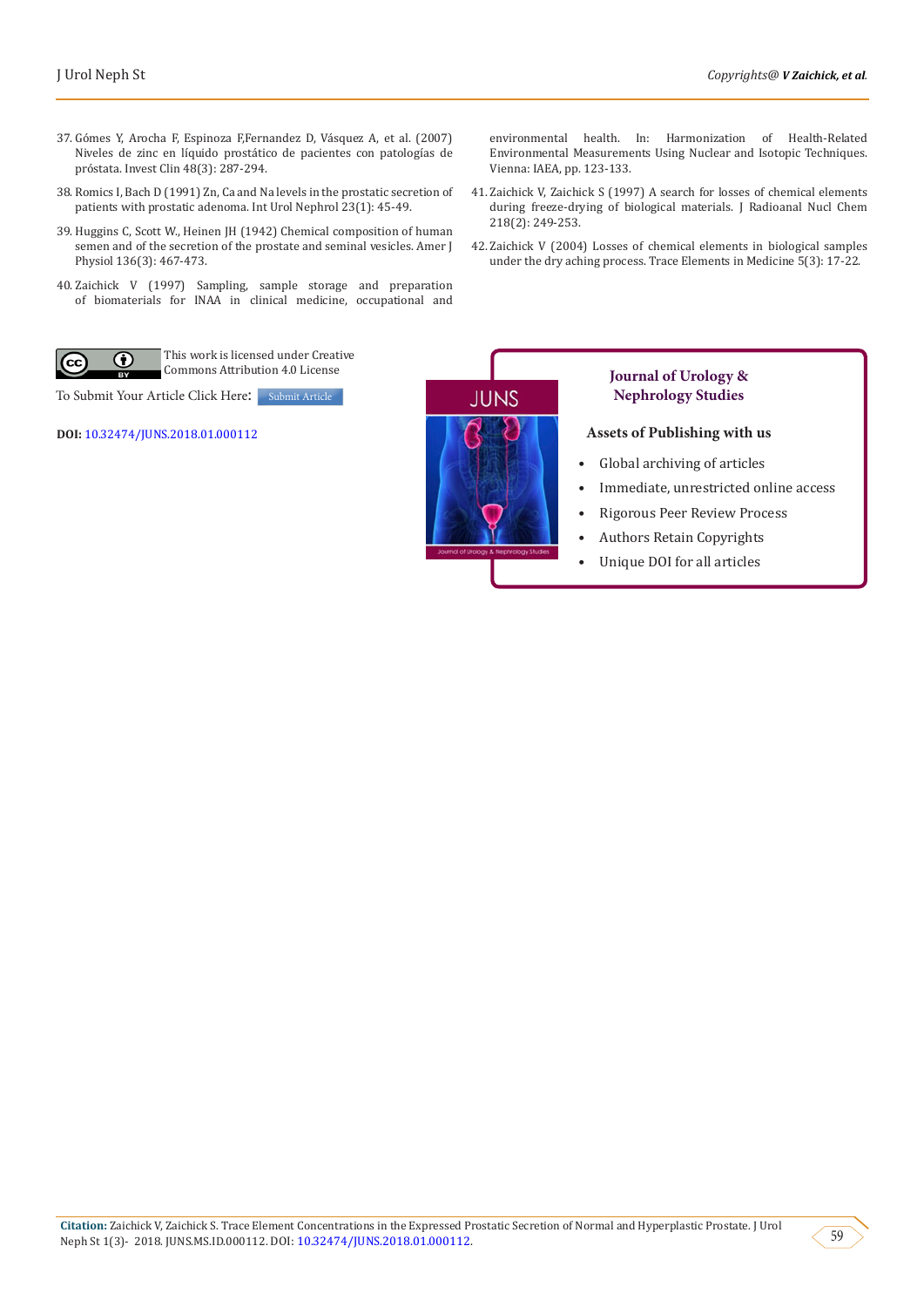37. Gómes Y, Arocha F, Espinoza F,Fernandez D, Vásquez A, et al. (2007) Niveles de zinc en líquido prostático de pacientes con patologías de próstata. Invest Clin 48(3): 287-294.
38. Romics I, Bach D (1991) Zn, Ca and Na levels in the prostatic secretion of patients with prostatic adenoma. Int Urol Nephrol 23(1): 45-49.
39. Huggins C, Scott W., Heinen JH (1942) Chemical composition of human semen and of the secretion of the prostate and seminal vesicles. Amer J Physiol 136(3): 467-473.
40. Zaichick V (1997) Sampling, sample storage and preparation of biomaterials for INAA in clinical medicine, occupational and environmental health. In: Harmonization of Health-Related Environmental Measurements Using Nuclear and Isotopic Techniques. Vienna: IAEA, pp. 123-133.
41. Zaichick V, Zaichick S (1997) A search for losses of chemical elements during freeze-drying of biological materials. J Radioanal Nucl Chem 218(2): 249-253.
42. Zaichick V (2004) Losses of chemical elements in biological samples under the dry aching process. Trace Elements in Medicine 5(3): 17-22.

This work is licensed under Creative Commons Attribution 4.0 License

To Submit Your Article Click Here: Submit Article

**DOI:** 10.32474/JUNS.2018.01.000112

**Journal of Urology & Nephrology Studies**

**Assets of Publishing with us**

- Global archiving of articles
- Immediate, unrestricted online access
- Rigorous Peer Review Process
- Authors Retain Copyrights
- Unique DOI for all articles

**Citation:** Zaichick V, Zaichick S. Trace Element Concentrations in the Expressed Prostatic Secretion of Normal and Hyperplastic Prostate. J Urol Neph St 1(3)- 2018. JUNS.MS.ID.000112. DOI: 10.32474/JUNS.2018.01.000112.